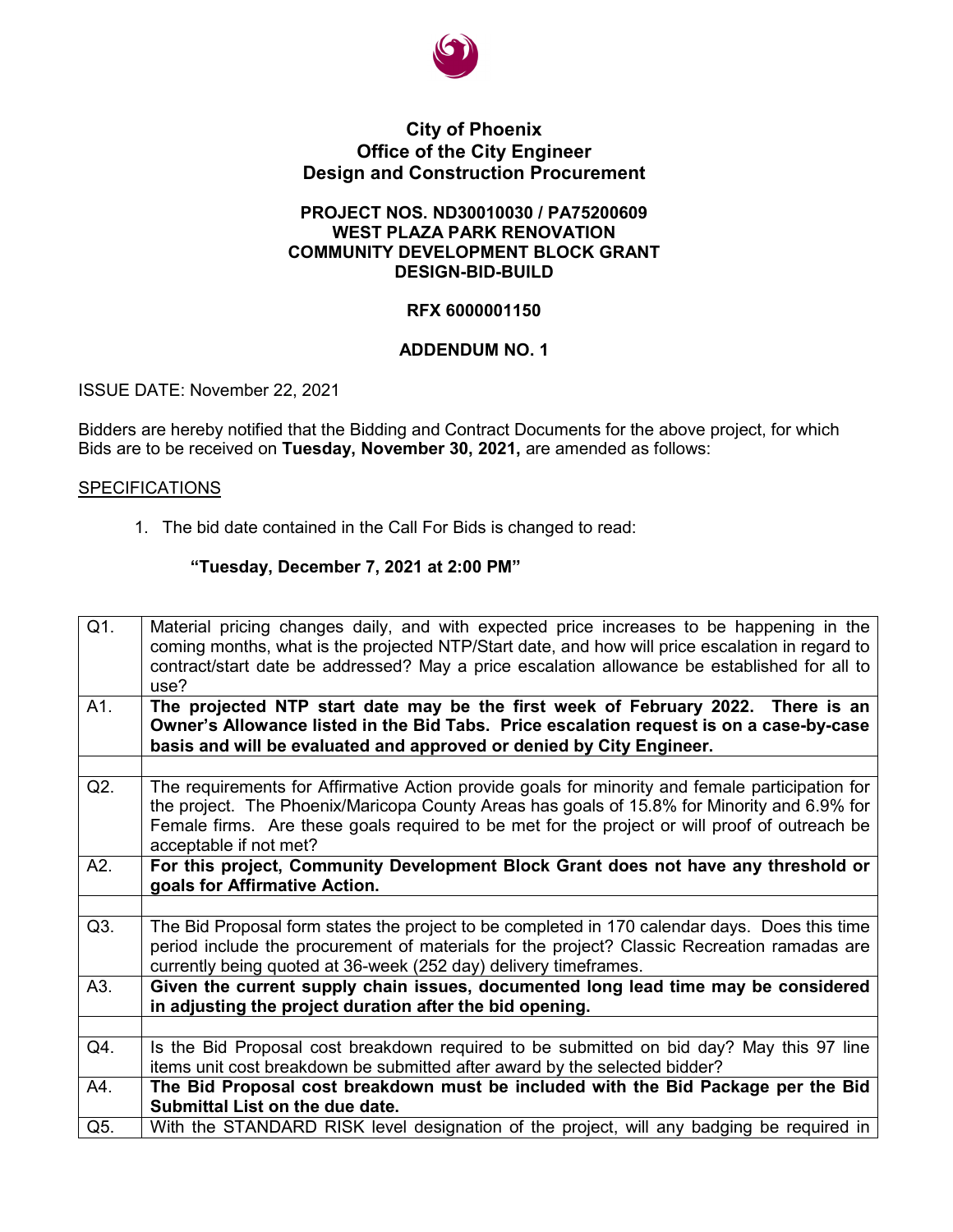# City of Phoenix
## Office of the City Engineer
## Design and Construction Procurement

**PROJECT NOS. ND30010030 / PA75200609**
**WEST PLAZA PARK RENOVATION**
**COMMUNITY DEVELOPMENT BLOCK GRANT**
**DESIGN-BID-BUILD**

**RFX 6000001150**

**ADDENDUM NO. 1**

ISSUE DATE: November 22, 2021

Bidders are hereby notified that the Bidding and Contract Documents for the above project, for which Bids are to be received on **Tuesday, November 30, 2021,** are amended as follows:

SPECIFICATIONS

1. The bid date contained in the Call For Bids is changed to read:

   **"Tuesday, December 7, 2021 at 2:00 PM"**

| | |
|---|---|
| Q1. | Material pricing changes daily, and with expected price increases to be happening in the coming months, what is the projected NTP/Start date, and how will price escalation in regard to contract/start date be addressed? May a price escalation allowance be established for all to use? |
| A1. | **The projected NTP start date may be the first week of February 2022. There is an Owner's Allowance listed in the Bid Tabs. Price escalation request is on a case-by-case basis and will be evaluated and approved or denied by City Engineer.** |
| | |
| Q2. | The requirements for Affirmative Action provide goals for minority and female participation for the project. The Phoenix/Maricopa County Areas has goals of 15.8% for Minority and 6.9% for Female firms. Are these goals required to be met for the project or will proof of outreach be acceptable if not met? |
| A2. | **For this project, Community Development Block Grant does not have any threshold or goals for Affirmative Action.** |
| | |
| Q3. | The Bid Proposal form states the project to be completed in 170 calendar days. Does this time period include the procurement of materials for the project? Classic Recreation ramadas are currently being quoted at 36-week (252 day) delivery timeframes. |
| A3. | **Given the current supply chain issues, documented long lead time may be considered in adjusting the project duration after the bid opening.** |
| | |
| Q4. | Is the Bid Proposal cost breakdown required to be submitted on bid day? May this 97 line items unit cost breakdown be submitted after award by the selected bidder? |
| A4. | **The Bid Proposal cost breakdown must be included with the Bid Package per the Bid Submittal List on the due date.** |
| Q5. | With the STANDARD RISK level designation of the project, will any badging be required in |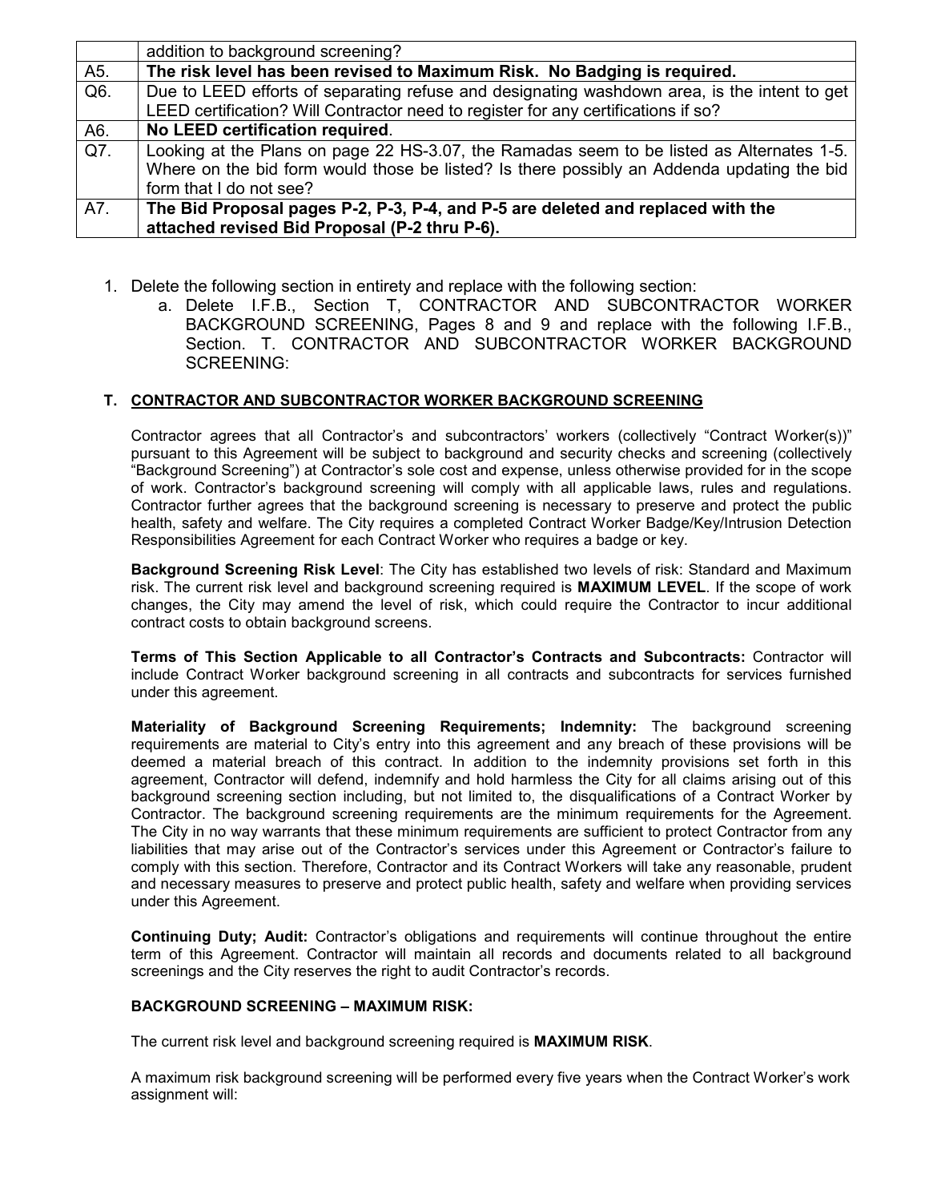|  | addition to background screening? |
|---|---|
| A5. | **The risk level has been revised to Maximum Risk. No Badging is required.** |
| Q6. | Due to LEED efforts of separating refuse and designating washdown area, is the intent to get LEED certification? Will Contractor need to register for any certifications if so? |
| A6. | **No LEED certification required**. |
| Q7. | Looking at the Plans on page 22 HS-3.07, the Ramadas seem to be listed as Alternates 1-5. Where on the bid form would those be listed? Is there possibly an Addenda updating the bid form that I do not see? |
| A7. | **The Bid Proposal pages P-2, P-3, P-4, and P-5 are deleted and replaced with the attached revised Bid Proposal (P-2 thru P-6).** |

1. Delete the following section in entirety and replace with the following section:
   a. Delete I.F.B., Section T, CONTRACTOR AND SUBCONTRACTOR WORKER BACKGROUND SCREENING, Pages 8 and 9 and replace with the following I.F.B., Section. T. CONTRACTOR AND SUBCONTRACTOR WORKER BACKGROUND SCREENING:

**T. CONTRACTOR AND SUBCONTRACTOR WORKER BACKGROUND SCREENING**

Contractor agrees that all Contractor's and subcontractors' workers (collectively "Contract Worker(s))" pursuant to this Agreement will be subject to background and security checks and screening (collectively "Background Screening") at Contractor's sole cost and expense, unless otherwise provided for in the scope of work. Contractor's background screening will comply with all applicable laws, rules and regulations. Contractor further agrees that the background screening is necessary to preserve and protect the public health, safety and welfare. The City requires a completed Contract Worker Badge/Key/Intrusion Detection Responsibilities Agreement for each Contract Worker who requires a badge or key.

**Background Screening Risk Level**: The City has established two levels of risk: Standard and Maximum risk. The current risk level and background screening required is **MAXIMUM LEVEL**. If the scope of work changes, the City may amend the level of risk, which could require the Contractor to incur additional contract costs to obtain background screens.

**Terms of This Section Applicable to all Contractor's Contracts and Subcontracts:** Contractor will include Contract Worker background screening in all contracts and subcontracts for services furnished under this agreement.

**Materiality of Background Screening Requirements; Indemnity:** The background screening requirements are material to City's entry into this agreement and any breach of these provisions will be deemed a material breach of this contract. In addition to the indemnity provisions set forth in this agreement, Contractor will defend, indemnify and hold harmless the City for all claims arising out of this background screening section including, but not limited to, the disqualifications of a Contract Worker by Contractor. The background screening requirements are the minimum requirements for the Agreement. The City in no way warrants that these minimum requirements are sufficient to protect Contractor from any liabilities that may arise out of the Contractor's services under this Agreement or Contractor's failure to comply with this section. Therefore, Contractor and its Contract Workers will take any reasonable, prudent and necessary measures to preserve and protect public health, safety and welfare when providing services under this Agreement.

**Continuing Duty; Audit:** Contractor's obligations and requirements will continue throughout the entire term of this Agreement. Contractor will maintain all records and documents related to all background screenings and the City reserves the right to audit Contractor's records.

**BACKGROUND SCREENING – MAXIMUM RISK:**

The current risk level and background screening required is **MAXIMUM RISK**.

A maximum risk background screening will be performed every five years when the Contract Worker's work assignment will: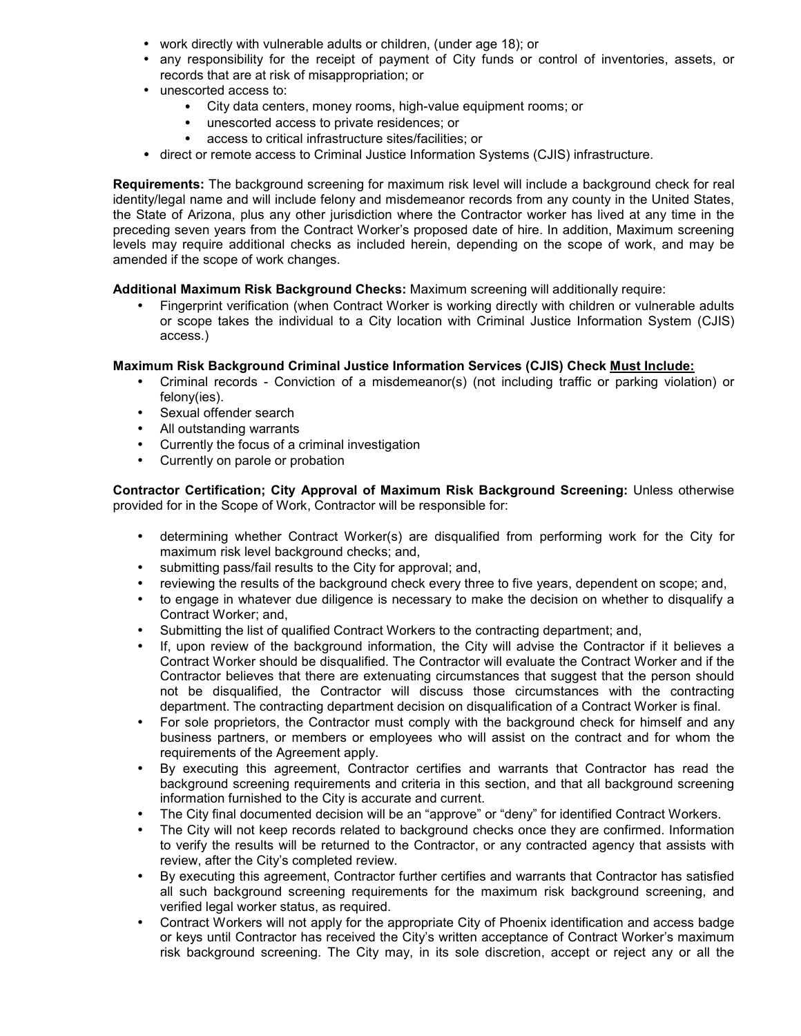- work directly with vulnerable adults or children, (under age 18); or
- any responsibility for the receipt of payment of City funds or control of inventories, assets, or records that are at risk of misappropriation; or
- unescorted access to:
  - City data centers, money rooms, high-value equipment rooms; or
  - unescorted access to private residences; or
  - access to critical infrastructure sites/facilities; or
- direct or remote access to Criminal Justice Information Systems (CJIS) infrastructure.

**Requirements:** The background screening for maximum risk level will include a background check for real identity/legal name and will include felony and misdemeanor records from any county in the United States, the State of Arizona, plus any other jurisdiction where the Contractor worker has lived at any time in the preceding seven years from the Contract Worker's proposed date of hire. In addition, Maximum screening levels may require additional checks as included herein, depending on the scope of work, and may be amended if the scope of work changes.

**Additional Maximum Risk Background Checks:** Maximum screening will additionally require:

- Fingerprint verification (when Contract Worker is working directly with children or vulnerable adults or scope takes the individual to a City location with Criminal Justice Information System (CJIS) access.)

**Maximum Risk Background Criminal Justice Information Services (CJIS) Check Must Include:**

- Criminal records - Conviction of a misdemeanor(s) (not including traffic or parking violation) or felony(ies).
- Sexual offender search
- All outstanding warrants
- Currently the focus of a criminal investigation
- Currently on parole or probation

**Contractor Certification; City Approval of Maximum Risk Background Screening:** Unless otherwise provided for in the Scope of Work, Contractor will be responsible for:

- determining whether Contract Worker(s) are disqualified from performing work for the City for maximum risk level background checks; and,
- submitting pass/fail results to the City for approval; and,
- reviewing the results of the background check every three to five years, dependent on scope; and,
- to engage in whatever due diligence is necessary to make the decision on whether to disqualify a Contract Worker; and,
- Submitting the list of qualified Contract Workers to the contracting department; and,
- If, upon review of the background information, the City will advise the Contractor if it believes a Contract Worker should be disqualified. The Contractor will evaluate the Contract Worker and if the Contractor believes that there are extenuating circumstances that suggest that the person should not be disqualified, the Contractor will discuss those circumstances with the contracting department. The contracting department decision on disqualification of a Contract Worker is final.
- For sole proprietors, the Contractor must comply with the background check for himself and any business partners, or members or employees who will assist on the contract and for whom the requirements of the Agreement apply.
- By executing this agreement, Contractor certifies and warrants that Contractor has read the background screening requirements and criteria in this section, and that all background screening information furnished to the City is accurate and current.
- The City final documented decision will be an "approve" or "deny" for identified Contract Workers.
- The City will not keep records related to background checks once they are confirmed. Information to verify the results will be returned to the Contractor, or any contracted agency that assists with review, after the City's completed review.
- By executing this agreement, Contractor further certifies and warrants that Contractor has satisfied all such background screening requirements for the maximum risk background screening, and verified legal worker status, as required.
- Contract Workers will not apply for the appropriate City of Phoenix identification and access badge or keys until Contractor has received the City's written acceptance of Contract Worker's maximum risk background screening. The City may, in its sole discretion, accept or reject any or all the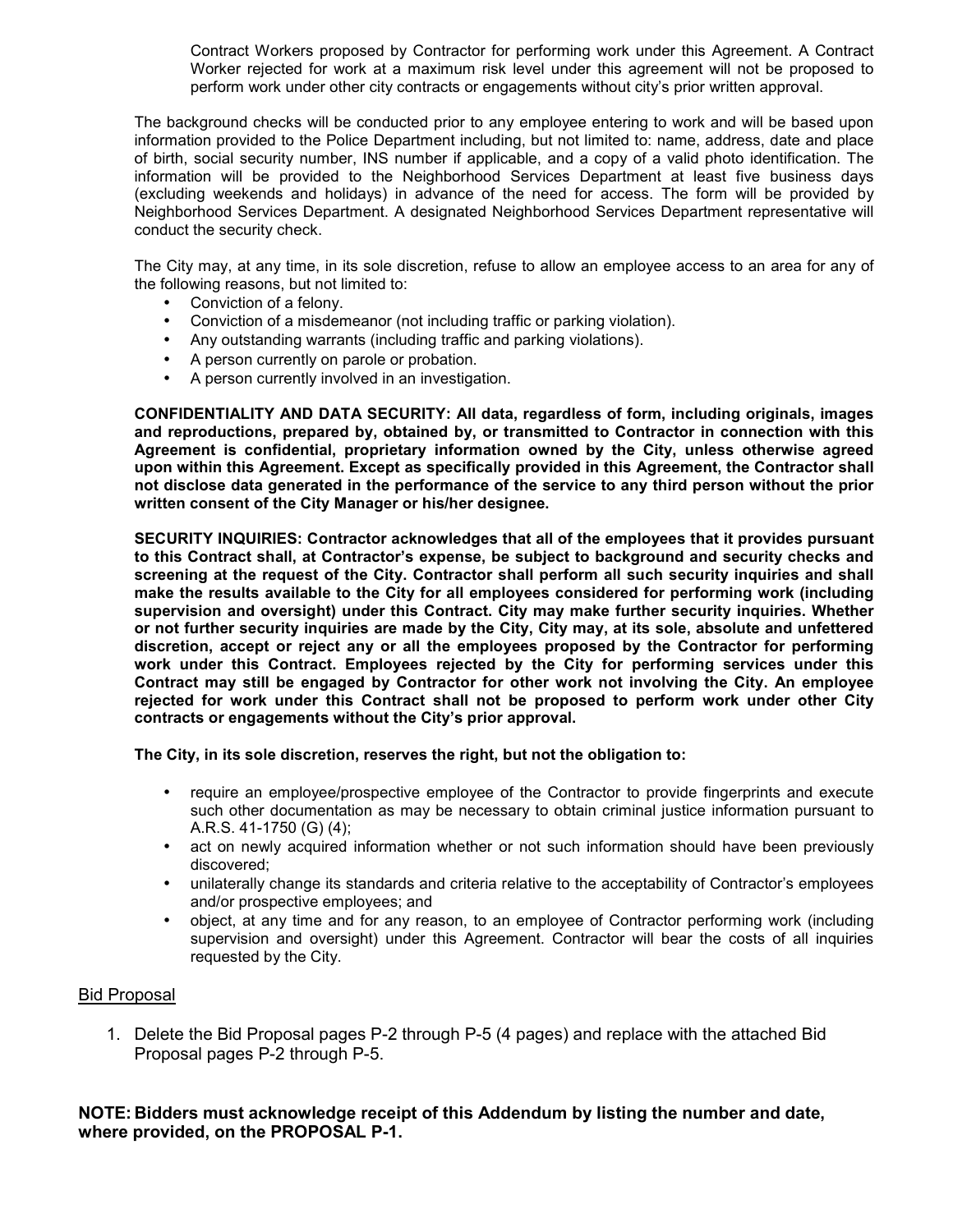Contract Workers proposed by Contractor for performing work under this Agreement. A Contract Worker rejected for work at a maximum risk level under this agreement will not be proposed to perform work under other city contracts or engagements without city's prior written approval.

The background checks will be conducted prior to any employee entering to work and will be based upon information provided to the Police Department including, but not limited to: name, address, date and place of birth, social security number, INS number if applicable, and a copy of a valid photo identification. The information will be provided to the Neighborhood Services Department at least five business days (excluding weekends and holidays) in advance of the need for access. The form will be provided by Neighborhood Services Department. A designated Neighborhood Services Department representative will conduct the security check.

The City may, at any time, in its sole discretion, refuse to allow an employee access to an area for any of the following reasons, but not limited to:

- Conviction of a felony.
- Conviction of a misdemeanor (not including traffic or parking violation).
- Any outstanding warrants (including traffic and parking violations).
- A person currently on parole or probation.
- A person currently involved in an investigation.

**CONFIDENTIALITY AND DATA SECURITY: All data, regardless of form, including originals, images and reproductions, prepared by, obtained by, or transmitted to Contractor in connection with this Agreement is confidential, proprietary information owned by the City, unless otherwise agreed upon within this Agreement. Except as specifically provided in this Agreement, the Contractor shall not disclose data generated in the performance of the service to any third person without the prior written consent of the City Manager or his/her designee.**

**SECURITY INQUIRIES: Contractor acknowledges that all of the employees that it provides pursuant to this Contract shall, at Contractor's expense, be subject to background and security checks and screening at the request of the City. Contractor shall perform all such security inquiries and shall make the results available to the City for all employees considered for performing work (including supervision and oversight) under this Contract. City may make further security inquiries. Whether or not further security inquiries are made by the City, City may, at its sole, absolute and unfettered discretion, accept or reject any or all the employees proposed by the Contractor for performing work under this Contract. Employees rejected by the City for performing services under this Contract may still be engaged by Contractor for other work not involving the City. An employee rejected for work under this Contract shall not be proposed to perform work under other City contracts or engagements without the City's prior approval.**

**The City, in its sole discretion, reserves the right, but not the obligation to:**

- require an employee/prospective employee of the Contractor to provide fingerprints and execute such other documentation as may be necessary to obtain criminal justice information pursuant to A.R.S. 41-1750 (G) (4);
- act on newly acquired information whether or not such information should have been previously discovered;
- unilaterally change its standards and criteria relative to the acceptability of Contractor's employees and/or prospective employees; and
- object, at any time and for any reason, to an employee of Contractor performing work (including supervision and oversight) under this Agreement. Contractor will bear the costs of all inquiries requested by the City.

<u>Bid Proposal</u>

1. Delete the Bid Proposal pages P-2 through P-5 (4 pages) and replace with the attached Bid Proposal pages P-2 through P-5.

**NOTE: Bidders must acknowledge receipt of this Addendum by listing the number and date, where provided, on the PROPOSAL P-1.**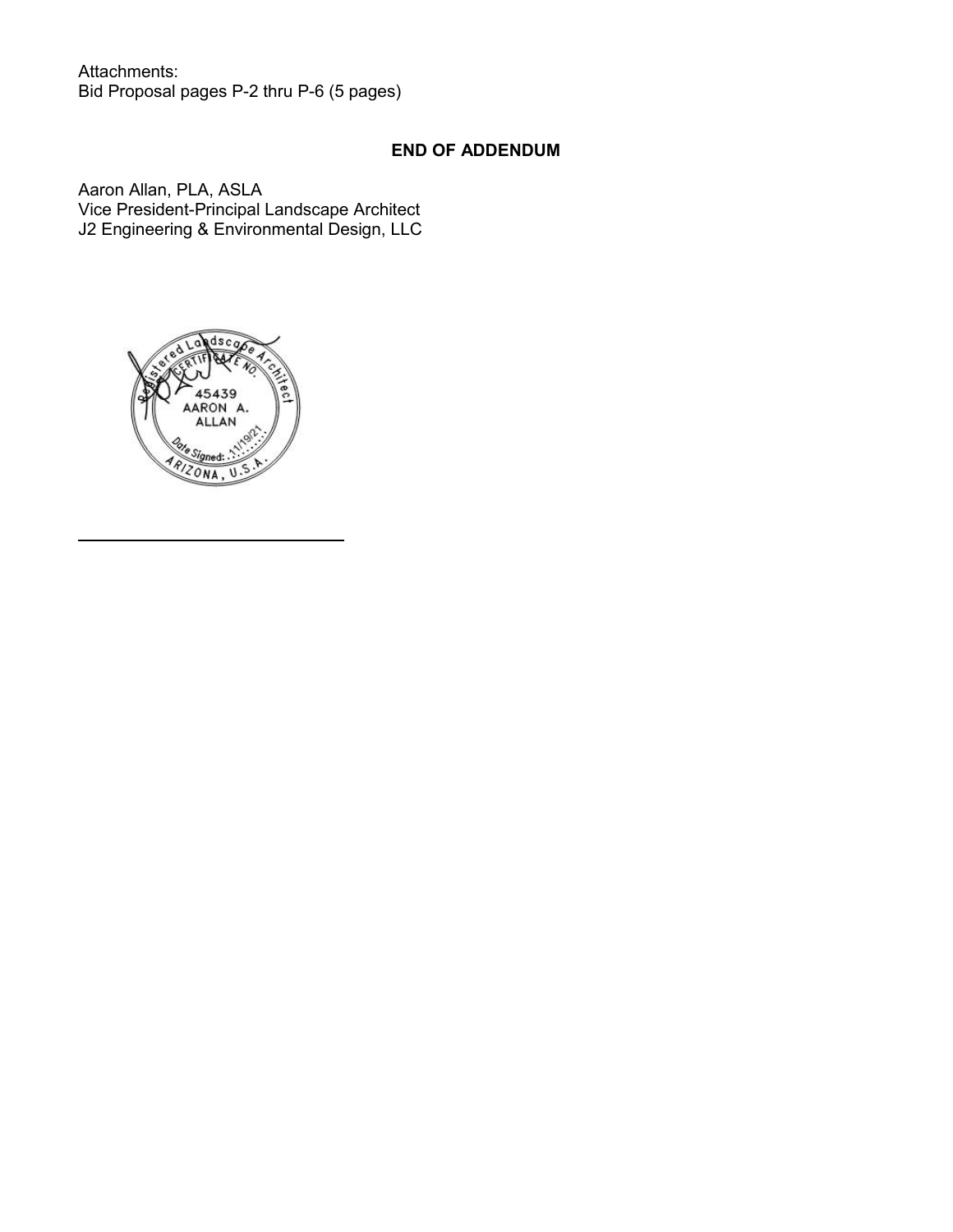Attachments:
Bid Proposal pages P-2 thru P-6 (5 pages)

**END OF ADDENDUM**

Aaron Allan, PLA, ASLA
Vice President-Principal Landscape Architect
J2 Engineering & Environmental Design, LLC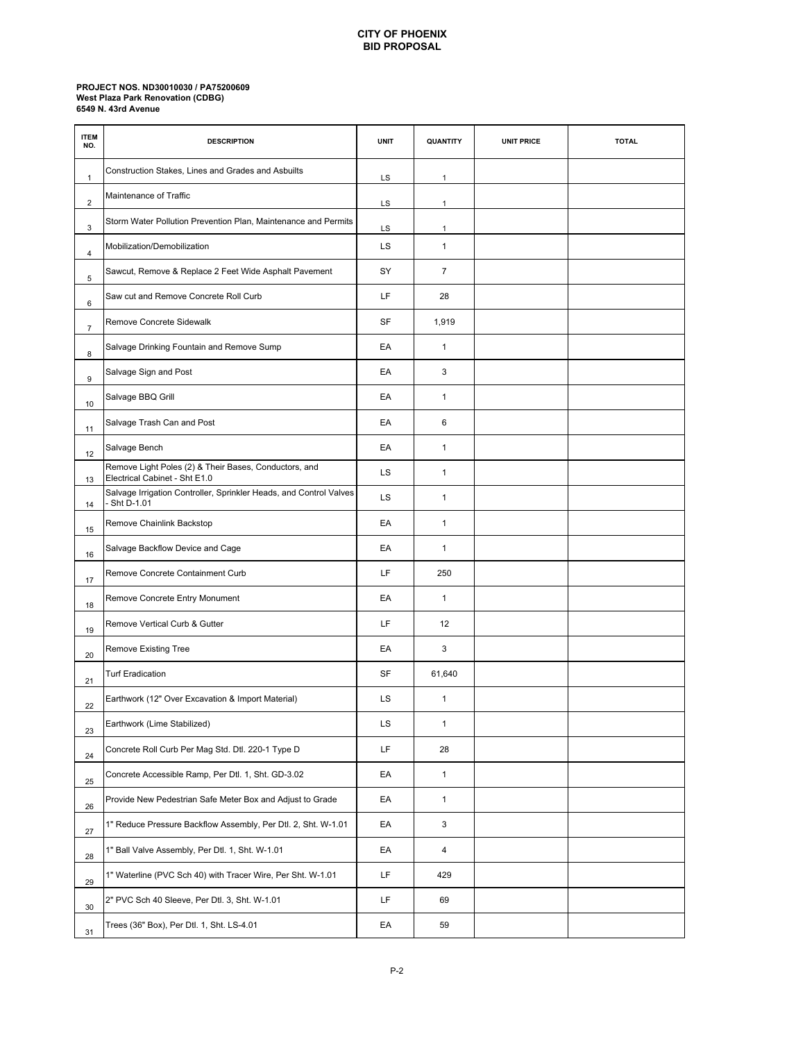# CITY OF PHOENIX
## BID PROPOSAL

**PROJECT NOS. ND30010030 / PA75200609**
**West Plaza Park Renovation (CDBG)**
**6549 N. 43rd Avenue**

| ITEM NO. | DESCRIPTION | UNIT | QUANTITY | UNIT PRICE | TOTAL |
|---|---|---|---|---|---|
| 1 | Construction Stakes, Lines and Grades and Asbuilts | LS | 1 | | |
| 2 | Maintenance of Traffic | LS | 1 | | |
| 3 | Storm Water Pollution Prevention Plan, Maintenance and Permits | LS | 1 | | |
| 4 | Mobilization/Demobilization | LS | 1 | | |
| 5 | Sawcut, Remove & Replace 2 Feet Wide Asphalt Pavement | SY | 7 | | |
| 6 | Saw cut and Remove Concrete Roll Curb | LF | 28 | | |
| 7 | Remove Concrete Sidewalk | SF | 1,919 | | |
| 8 | Salvage Drinking Fountain and Remove Sump | EA | 1 | | |
| 9 | Salvage Sign and Post | EA | 3 | | |
| 10 | Salvage BBQ Grill | EA | 1 | | |
| 11 | Salvage Trash Can and Post | EA | 6 | | |
| 12 | Salvage Bench | EA | 1 | | |
| 13 | Remove Light Poles (2) & Their Bases, Conductors, and Electrical Cabinet - Sht E1.0 | LS | 1 | | |
| 14 | Salvage Irrigation Controller, Sprinkler Heads, and Control Valves - Sht D-1.01 | LS | 1 | | |
| 15 | Remove Chainlink Backstop | EA | 1 | | |
| 16 | Salvage Backflow Device and Cage | EA | 1 | | |
| 17 | Remove Concrete Containment Curb | LF | 250 | | |
| 18 | Remove Concrete Entry Monument | EA | 1 | | |
| 19 | Remove Vertical Curb & Gutter | LF | 12 | | |
| 20 | Remove Existing Tree | EA | 3 | | |
| 21 | Turf Eradication | SF | 61,640 | | |
| 22 | Earthwork (12" Over Excavation & Import Material) | LS | 1 | | |
| 23 | Earthwork (Lime Stabilized) | LS | 1 | | |
| 24 | Concrete Roll Curb Per Mag Std. Dtl. 220-1 Type D | LF | 28 | | |
| 25 | Concrete Accessible Ramp, Per Dtl. 1, Sht. GD-3.02 | EA | 1 | | |
| 26 | Provide New Pedestrian Safe Meter Box and Adjust to Grade | EA | 1 | | |
| 27 | 1" Reduce Pressure Backflow Assembly, Per Dtl. 2, Sht. W-1.01 | EA | 3 | | |
| 28 | 1" Ball Valve Assembly, Per Dtl. 1, Sht. W-1.01 | EA | 4 | | |
| 29 | 1" Waterline (PVC Sch 40) with Tracer Wire, Per Sht. W-1.01 | LF | 429 | | |
| 30 | 2" PVC Sch 40 Sleeve, Per Dtl. 3, Sht. W-1.01 | LF | 69 | | |
| 31 | Trees (36" Box), Per Dtl. 1, Sht. LS-4.01 | EA | 59 | | |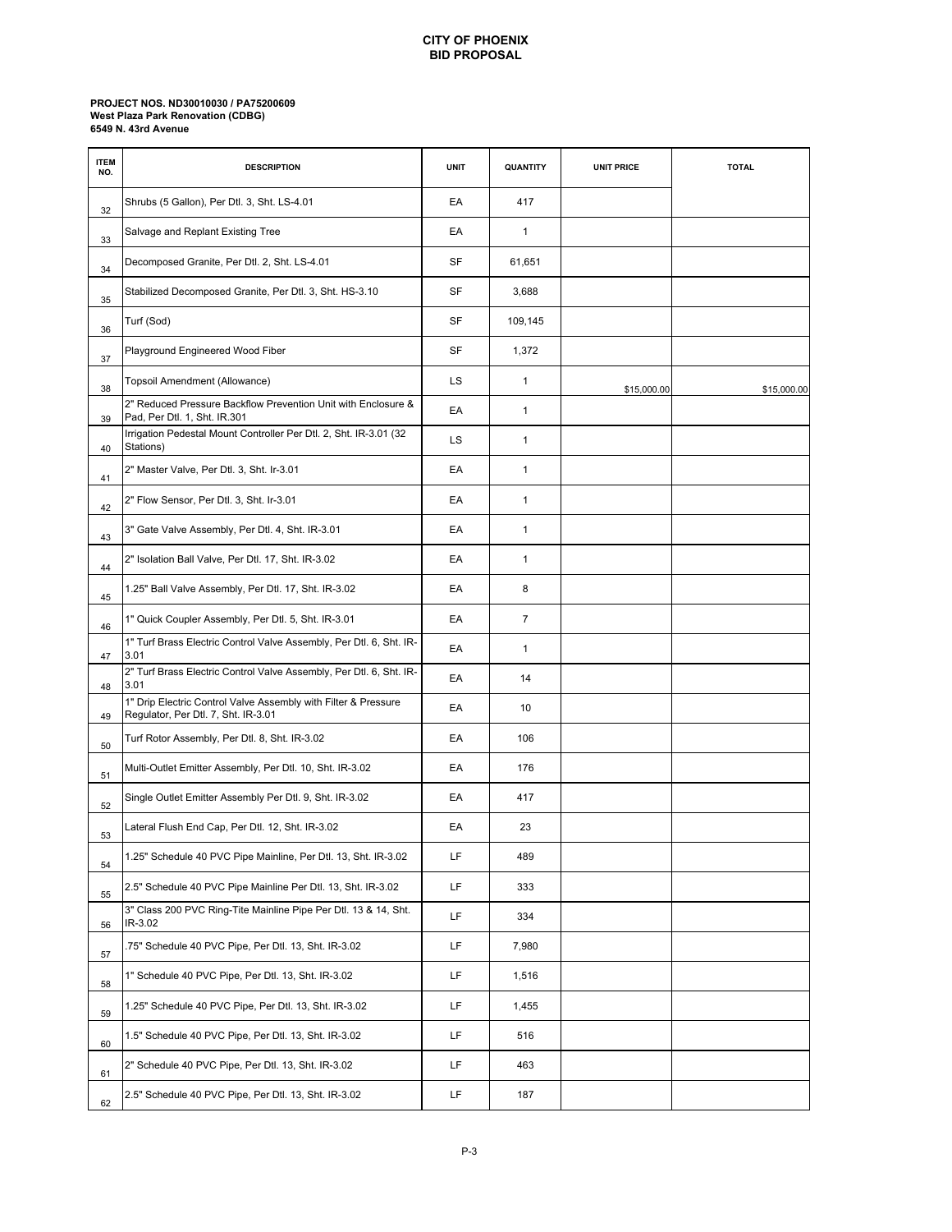**CITY OF PHOENIX**
**BID PROPOSAL**

**PROJECT NOS. ND30010030 / PA75200609**
**West Plaza Park Renovation (CDBG)**
**6549 N. 43rd Avenue**

| ITEM NO. | DESCRIPTION | UNIT | QUANTITY | UNIT PRICE | TOTAL |
|---|---|---|---|---|---|
| 32 | Shrubs (5 Gallon), Per Dtl. 3, Sht. LS-4.01 | EA | 417 | | |
| 33 | Salvage and Replant Existing Tree | EA | 1 | | |
| 34 | Decomposed Granite, Per Dtl. 2, Sht. LS-4.01 | SF | 61,651 | | |
| 35 | Stabilized Decomposed Granite, Per Dtl. 3, Sht. HS-3.10 | SF | 3,688 | | |
| 36 | Turf (Sod) | SF | 109,145 | | |
| 37 | Playground Engineered Wood Fiber | SF | 1,372 | | |
| 38 | Topsoil Amendment (Allowance) | LS | 1 | $15,000.00 | $15,000.00 |
| 39 | 2" Reduced Pressure Backflow Prevention Unit with Enclosure & Pad, Per Dtl. 1, Sht. IR.301 | EA | 1 | | |
| 40 | Irrigation Pedestal Mount Controller Per Dtl. 2, Sht. IR-3.01 (32 Stations) | LS | 1 | | |
| 41 | 2" Master Valve, Per Dtl. 3, Sht. Ir-3.01 | EA | 1 | | |
| 42 | 2" Flow Sensor, Per Dtl. 3, Sht. Ir-3.01 | EA | 1 | | |
| 43 | 3" Gate Valve Assembly, Per Dtl. 4, Sht. IR-3.01 | EA | 1 | | |
| 44 | 2" Isolation Ball Valve, Per Dtl. 17, Sht. IR-3.02 | EA | 1 | | |
| 45 | 1.25" Ball Valve Assembly, Per Dtl. 17, Sht. IR-3.02 | EA | 8 | | |
| 46 | 1" Quick Coupler Assembly, Per Dtl. 5, Sht. IR-3.01 | EA | 7 | | |
| 47 | 1" Turf Brass Electric Control Valve Assembly, Per Dtl. 6, Sht. IR-3.01 | EA | 1 | | |
| 48 | 2" Turf Brass Electric Control Valve Assembly, Per Dtl. 6, Sht. IR-3.01 | EA | 14 | | |
| 49 | 1" Drip Electric Control Valve Assembly with Filter & Pressure Regulator, Per Dtl. 7, Sht. IR-3.01 | EA | 10 | | |
| 50 | Turf Rotor Assembly, Per Dtl. 8, Sht. IR-3.02 | EA | 106 | | |
| 51 | Multi-Outlet Emitter Assembly, Per Dtl. 10, Sht. IR-3.02 | EA | 176 | | |
| 52 | Single Outlet Emitter Assembly Per Dtl. 9, Sht. IR-3.02 | EA | 417 | | |
| 53 | Lateral Flush End Cap, Per Dtl. 12, Sht. IR-3.02 | EA | 23 | | |
| 54 | 1.25" Schedule 40 PVC Pipe Mainline, Per Dtl. 13, Sht. IR-3.02 | LF | 489 | | |
| 55 | 2.5" Schedule 40 PVC Pipe Mainline Per Dtl. 13, Sht. IR-3.02 | LF | 333 | | |
| 56 | 3" Class 200 PVC Ring-Tite Mainline Pipe Per Dtl. 13 & 14, Sht. IR-3.02 | LF | 334 | | |
| 57 | .75" Schedule 40 PVC Pipe, Per Dtl. 13, Sht. IR-3.02 | LF | 7,980 | | |
| 58 | 1" Schedule 40 PVC Pipe, Per Dtl. 13, Sht. IR-3.02 | LF | 1,516 | | |
| 59 | 1.25" Schedule 40 PVC Pipe, Per Dtl. 13, Sht. IR-3.02 | LF | 1,455 | | |
| 60 | 1.5" Schedule 40 PVC Pipe, Per Dtl. 13, Sht. IR-3.02 | LF | 516 | | |
| 61 | 2" Schedule 40 PVC Pipe, Per Dtl. 13, Sht. IR-3.02 | LF | 463 | | |
| 62 | 2.5" Schedule 40 PVC Pipe, Per Dtl. 13, Sht. IR-3.02 | LF | 187 | | |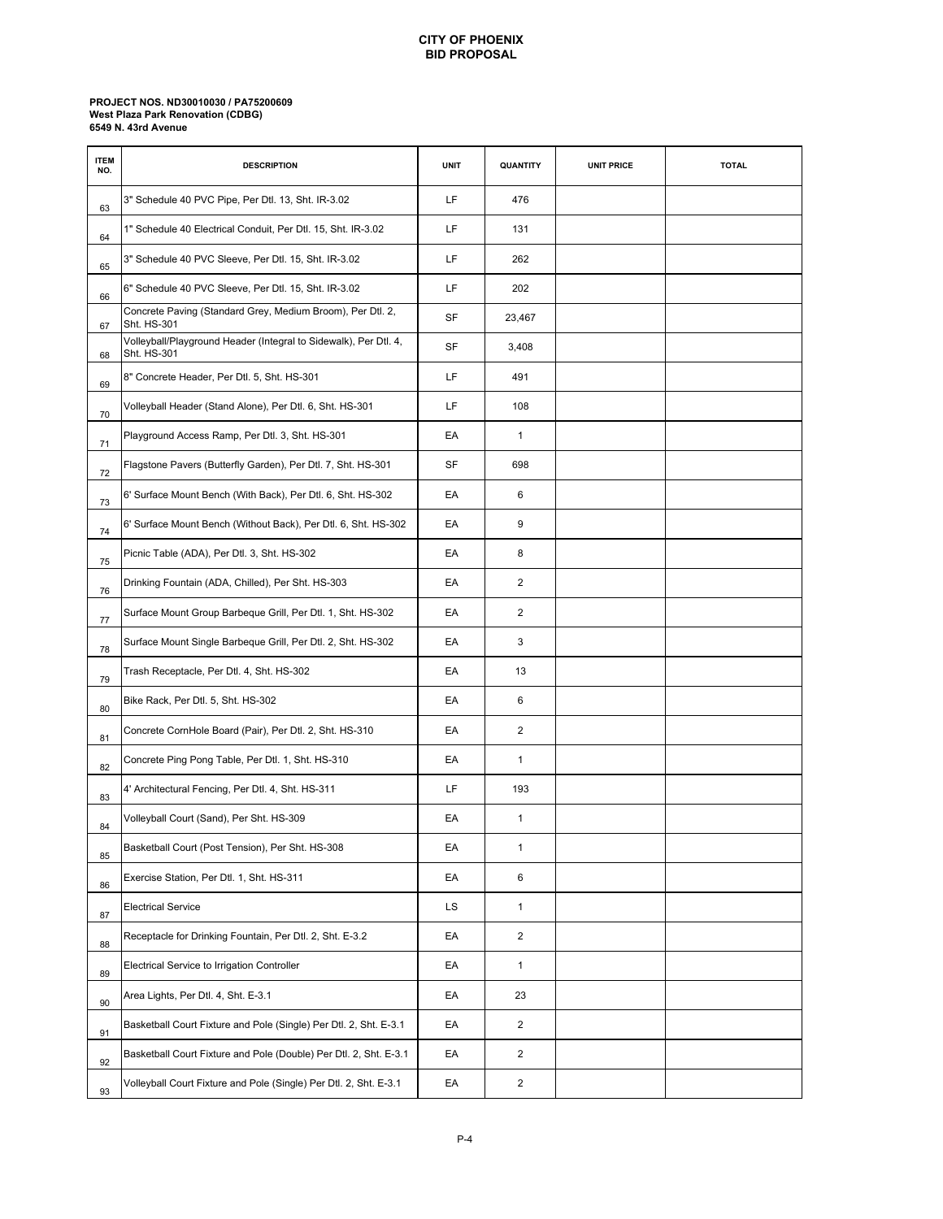**CITY OF PHOENIX**
**BID PROPOSAL**

**PROJECT NOS. ND30010030 / PA75200609**
**West Plaza Park Renovation (CDBG)**
**6549 N. 43rd Avenue**

| ITEM NO. | DESCRIPTION | UNIT | QUANTITY | UNIT PRICE | TOTAL |
|---|---|---|---|---|---|
| 63 | 3" Schedule 40 PVC Pipe, Per Dtl. 13, Sht. IR-3.02 | LF | 476 | | |
| 64 | 1" Schedule 40 Electrical Conduit, Per Dtl. 15, Sht. IR-3.02 | LF | 131 | | |
| 65 | 3" Schedule 40 PVC Sleeve, Per Dtl. 15, Sht. IR-3.02 | LF | 262 | | |
| 66 | 6" Schedule 40 PVC Sleeve, Per Dtl. 15, Sht. IR-3.02 | LF | 202 | | |
| 67 | Concrete Paving (Standard Grey, Medium Broom), Per Dtl. 2, Sht. HS-301 | SF | 23,467 | | |
| 68 | Volleyball/Playground Header (Integral to Sidewalk), Per Dtl. 4, Sht. HS-301 | SF | 3,408 | | |
| 69 | 8" Concrete Header, Per Dtl. 5, Sht. HS-301 | LF | 491 | | |
| 70 | Volleyball Header (Stand Alone), Per Dtl. 6, Sht. HS-301 | LF | 108 | | |
| 71 | Playground Access Ramp, Per Dtl. 3, Sht. HS-301 | EA | 1 | | |
| 72 | Flagstone Pavers (Butterfly Garden), Per Dtl. 7, Sht. HS-301 | SF | 698 | | |
| 73 | 6' Surface Mount Bench (With Back), Per Dtl. 6, Sht. HS-302 | EA | 6 | | |
| 74 | 6' Surface Mount Bench (Without Back), Per Dtl. 6, Sht. HS-302 | EA | 9 | | |
| 75 | Picnic Table (ADA), Per Dtl. 3, Sht. HS-302 | EA | 8 | | |
| 76 | Drinking Fountain (ADA, Chilled), Per Sht. HS-303 | EA | 2 | | |
| 77 | Surface Mount Group Barbeque Grill, Per Dtl. 1, Sht. HS-302 | EA | 2 | | |
| 78 | Surface Mount Single Barbeque Grill, Per Dtl. 2, Sht. HS-302 | EA | 3 | | |
| 79 | Trash Receptacle, Per Dtl. 4, Sht. HS-302 | EA | 13 | | |
| 80 | Bike Rack, Per Dtl. 5, Sht. HS-302 | EA | 6 | | |
| 81 | Concrete CornHole Board (Pair), Per Dtl. 2, Sht. HS-310 | EA | 2 | | |
| 82 | Concrete Ping Pong Table, Per Dtl. 1, Sht. HS-310 | EA | 1 | | |
| 83 | 4' Architectural Fencing, Per Dtl. 4, Sht. HS-311 | LF | 193 | | |
| 84 | Volleyball Court (Sand), Per Sht. HS-309 | EA | 1 | | |
| 85 | Basketball Court (Post Tension), Per Sht. HS-308 | EA | 1 | | |
| 86 | Exercise Station, Per Dtl. 1, Sht. HS-311 | EA | 6 | | |
| 87 | Electrical Service | LS | 1 | | |
| 88 | Receptacle for Drinking Fountain, Per Dtl. 2, Sht. E-3.2 | EA | 2 | | |
| 89 | Electrical Service to Irrigation Controller | EA | 1 | | |
| 90 | Area Lights, Per Dtl. 4, Sht. E-3.1 | EA | 23 | | |
| 91 | Basketball Court Fixture and Pole (Single) Per Dtl. 2, Sht. E-3.1 | EA | 2 | | |
| 92 | Basketball Court Fixture and Pole (Double) Per Dtl. 2, Sht. E-3.1 | EA | 2 | | |
| 93 | Volleyball Court Fixture and Pole (Single) Per Dtl. 2, Sht. E-3.1 | EA | 2 | | |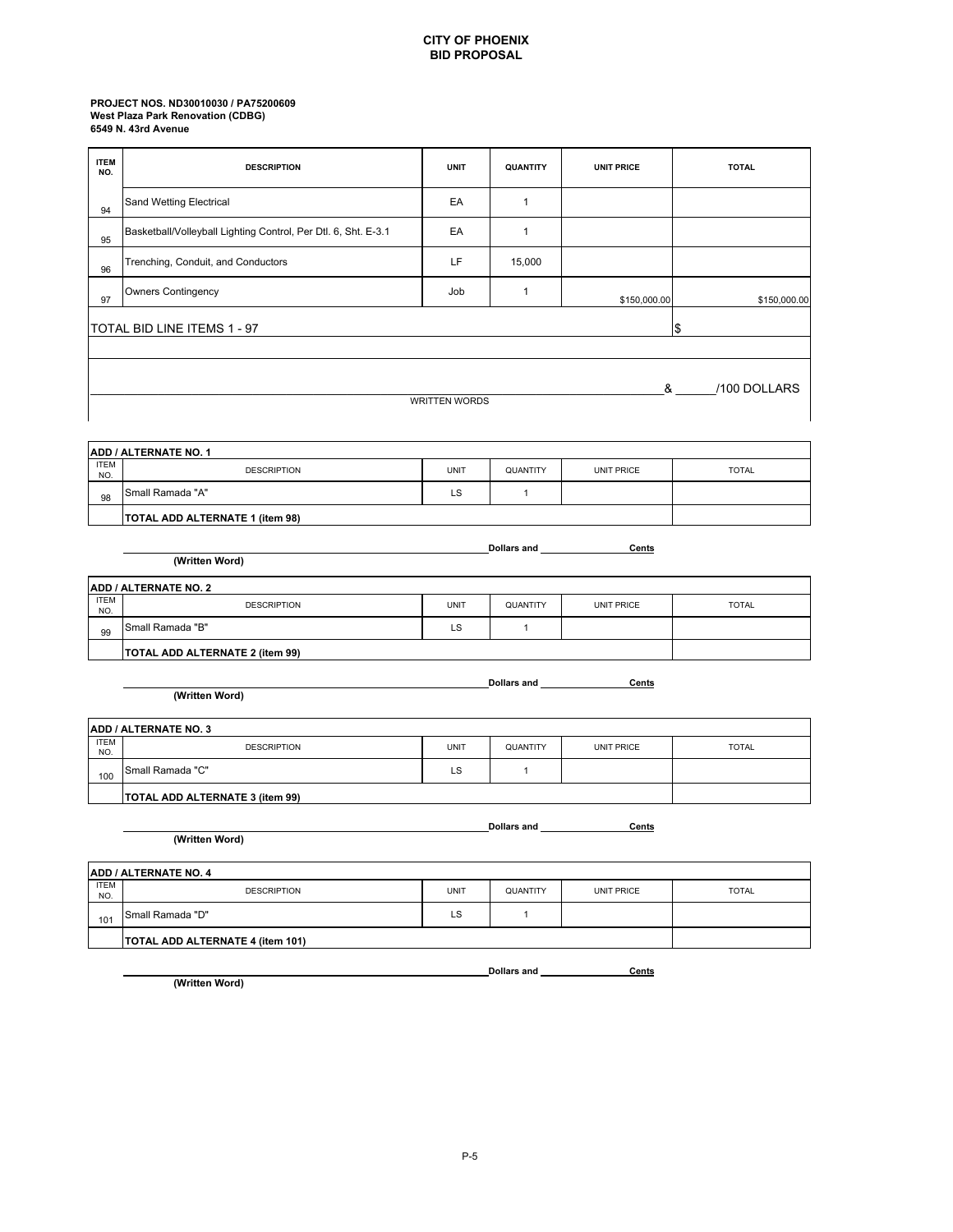**CITY OF PHOENIX**
**BID PROPOSAL**

**PROJECT NOS. ND30010030 / PA75200609**
**West Plaza Park Renovation (CDBG)**
**6549 N. 43rd Avenue**

| ITEM NO. | DESCRIPTION | UNIT | QUANTITY | UNIT PRICE | TOTAL |
|---|---|---|---|---|---|
| 94 | Sand Wetting Electrical | EA | 1 | | |
| 95 | Basketball/Volleyball Lighting Control, Per Dtl. 6, Sht. E-3.1 | EA | 1 | | |
| 96 | Trenching, Conduit, and Conductors | LF | 15,000 | | |
| 97 | Owners Contingency | Job | 1 | $150,000.00 | $150,000.00 |
| | TOTAL BID LINE ITEMS 1 - 97 | | | | $ |

______________________________________________ & ______/100 DOLLARS
WRITTEN WORDS

| ADD / ALTERNATE NO. 1 | | | | | |
|---|---|---|---|---|---|
| ITEM NO. | DESCRIPTION | UNIT | QUANTITY | UNIT PRICE | TOTAL |
| 98 | Small Ramada "A" | LS | 1 | | |
| | **TOTAL ADD ALTERNATE 1 (item 98)** | | | | |

______________________________________________ **Dollars and** ______________ **Cents**
**(Written Word)**

| ADD / ALTERNATE NO. 2 | | | | | |
|---|---|---|---|---|---|
| ITEM NO. | DESCRIPTION | UNIT | QUANTITY | UNIT PRICE | TOTAL |
| 99 | Small Ramada "B" | LS | 1 | | |
| | **TOTAL ADD ALTERNATE 2 (item 99)** | | | | |

______________________________________________ **Dollars and** ______________ **Cents**
**(Written Word)**

| ADD / ALTERNATE NO. 3 | | | | | |
|---|---|---|---|---|---|
| ITEM NO. | DESCRIPTION | UNIT | QUANTITY | UNIT PRICE | TOTAL |
| 100 | Small Ramada "C" | LS | 1 | | |
| | **TOTAL ADD ALTERNATE 3 (item 99)** | | | | |

______________________________________________ **Dollars and** ______________ **Cents**
**(Written Word)**

| ADD / ALTERNATE NO. 4 | | | | | |
|---|---|---|---|---|---|
| ITEM NO. | DESCRIPTION | UNIT | QUANTITY | UNIT PRICE | TOTAL |
| 101 | Small Ramada "D" | LS | 1 | | |
| | **TOTAL ADD ALTERNATE 4 (item 101)** | | | | |

______________________________________________ **Dollars and** ______________ **Cents**
**(Written Word)**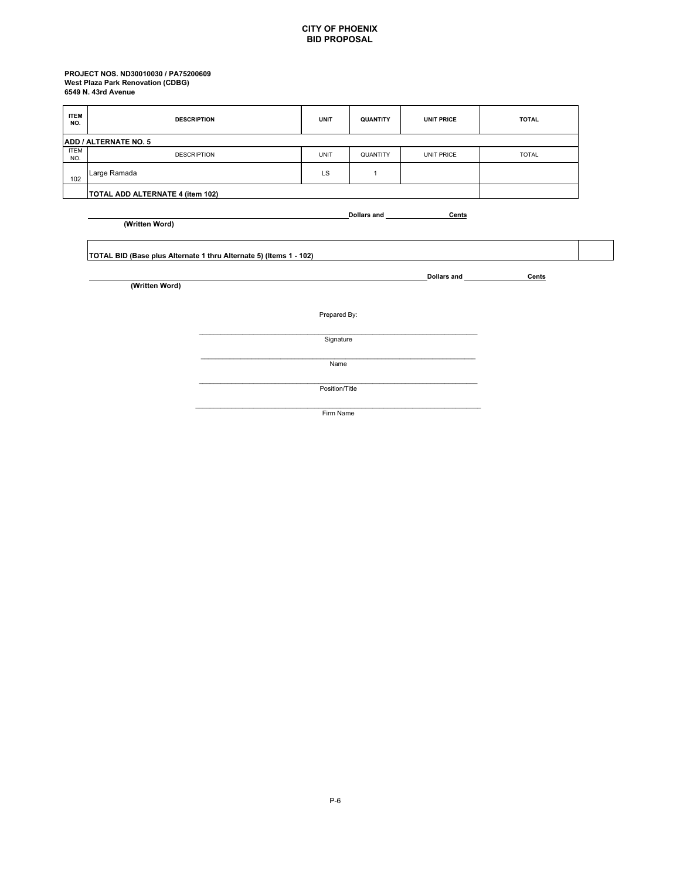**CITY OF PHOENIX**
**BID PROPOSAL**

**PROJECT NOS. ND30010030 / PA75200609**
**West Plaza Park Renovation (CDBG)**
**6549 N. 43rd Avenue**

| ITEM NO. | DESCRIPTION | UNIT | QUANTITY | UNIT PRICE | TOTAL |
|---|---|---|---|---|---|
| **ADD / ALTERNATE NO. 5** | | | | | |
| ITEM NO. | DESCRIPTION | UNIT | QUANTITY | UNIT PRICE | TOTAL |
| 102 | Large Ramada | LS | 1 | | |
| | **TOTAL ADD ALTERNATE 4 (item 102)** | | | | |

______________________________ **Dollars and** ______________ **Cents**
**(Written Word)**

**TOTAL BID (Base plus Alternate 1 thru Alternate 5) (Items 1 - 102)** ______________

______________________________ **Dollars and** ______________ **Cents**
**(Written Word)**

Prepared By:

______________________________
Signature

______________________________
Name

______________________________
Position/Title

______________________________
Firm Name